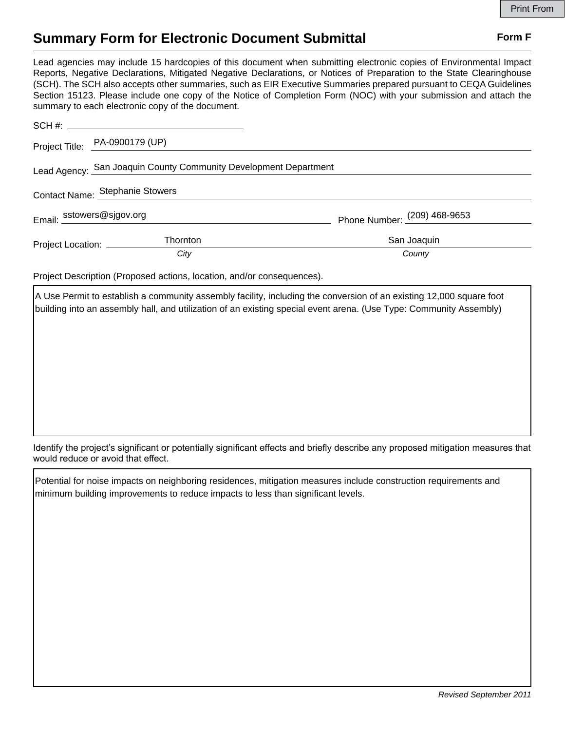# Summary Form for Electronic Document Submittal

**Form F**

Lead agencies may include 15 hardcopies of this document when submitting electronic copies of Environmental Impact Reports, Negative Declarations, Mitigated Negative Declarations, or Notices of Preparation to the State Clearinghouse (SCH). The SCH also accepts other summaries, such as EIR Executive Summaries prepared pursuant to CEQA Guidelines Section 15123. Please include one copy of the Notice of Completion Form (NOC) with your submission and attach the summary to each electronic copy of the document.

SCH #: 

Project Title: PA-0900179 (UP)

Lead Agency: San Joaquin County Community Development Department

Contact Name: Stephanie Stowers

Email: sstowers@sjgov.org

Phone Number: (209) 468-9653

Project Location: Thornton (*City*), San Joaquin (*County*)

Project Description (Proposed actions, location, and/or consequences).

A Use Permit to establish a community assembly facility, including the conversion of an existing 12,000 square foot building into an assembly hall, and utilization of an existing special event arena. (Use Type: Community Assembly)

Identify the project's significant or potentially significant effects and briefly describe any proposed mitigation measures that would reduce or avoid that effect.

Potential for noise impacts on neighboring residences, mitigation measures include construction requirements and minimum building improvements to reduce impacts to less than significant levels.

*Revised September 2011*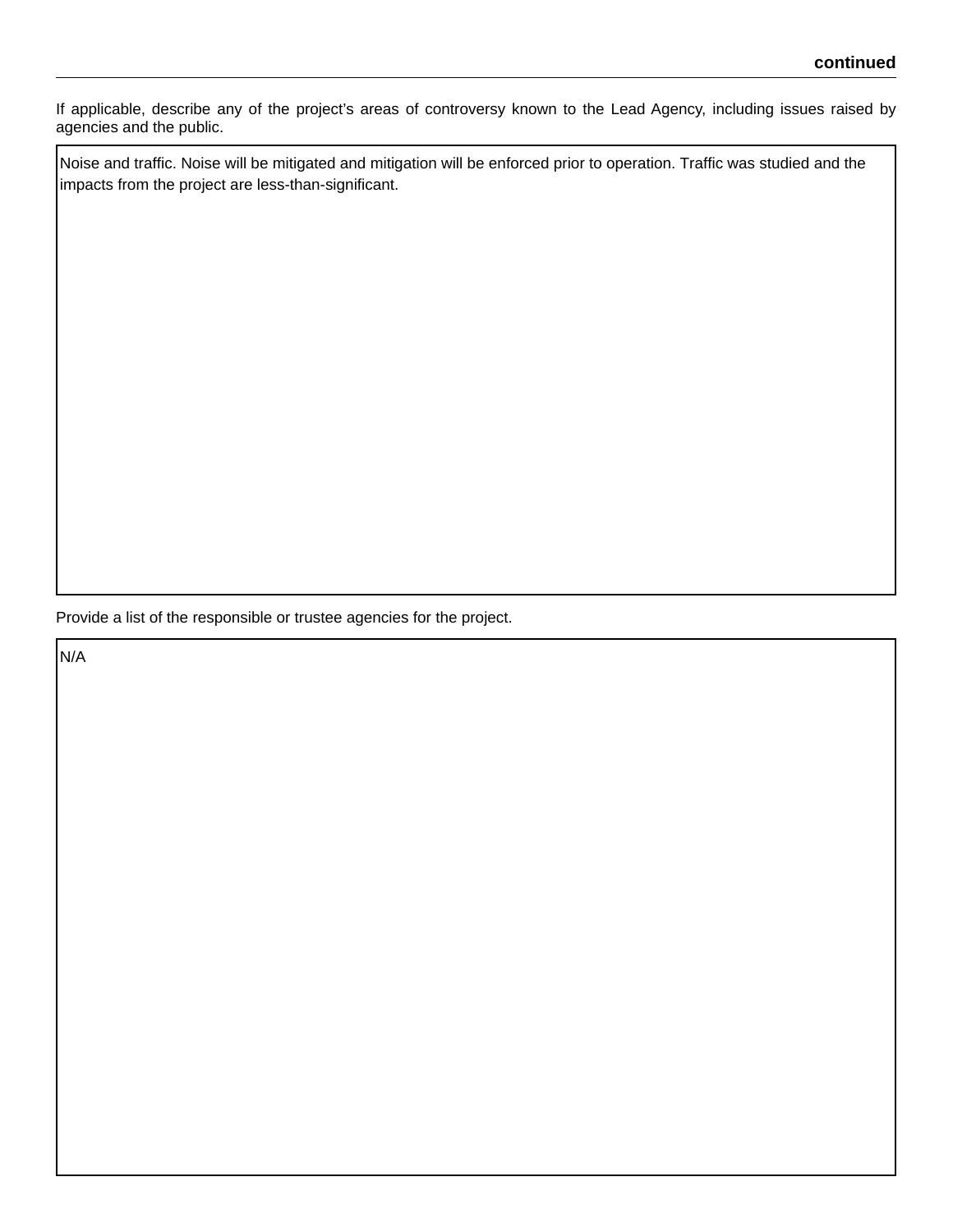**continued**

If applicable, describe any of the project's areas of controversy known to the Lead Agency, including issues raised by agencies and the public.

Noise and traffic. Noise will be mitigated and mitigation will be enforced prior to operation. Traffic was studied and the impacts from the project are less-than-significant.

Provide a list of the responsible or trustee agencies for the project.

N/A